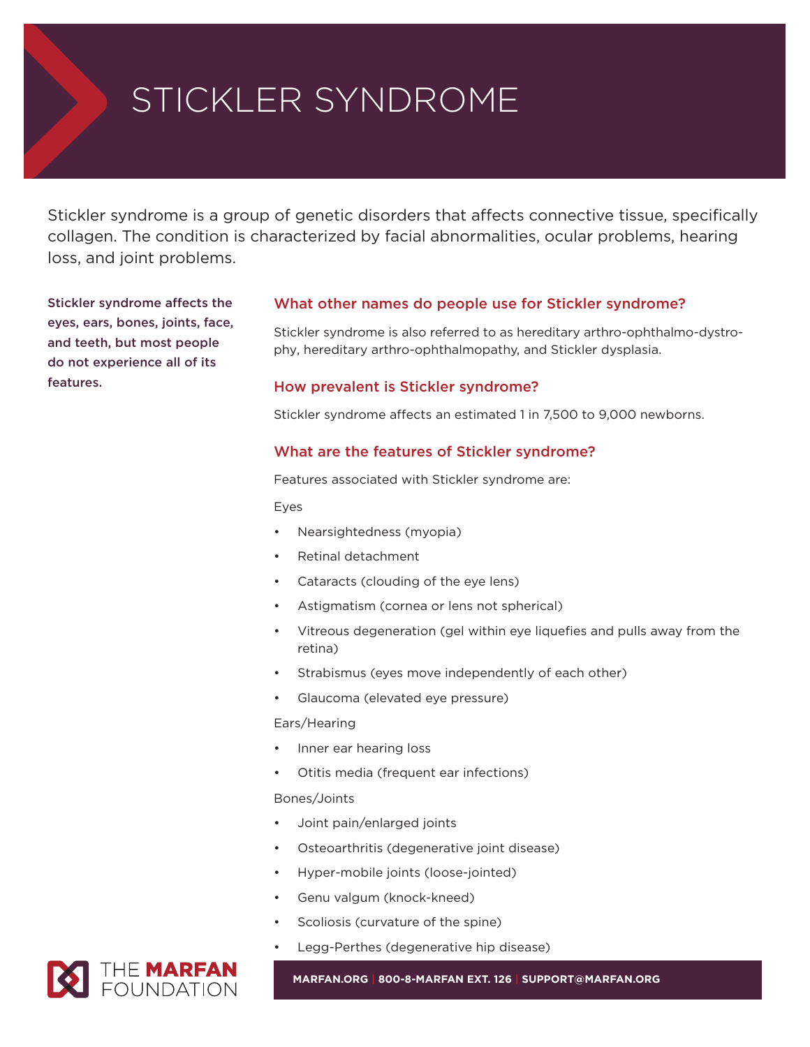# STICKLER SYNDROME

Stickler syndrome is a group of genetic disorders that affects connective tissue, specifically collagen. The condition is characterized by facial abnormalities, ocular problems, hearing loss, and joint problems.

**Stickler syndrome affects the eyes, ears, bones, joints, face, and teeth, but most people do not experience all of its features.**

## What other names do people use for Stickler syndrome?

Stickler syndrome is also referred to as hereditary arthro-ophthalmo-dystrophy, hereditary arthro-ophthalmopathy, and Stickler dysplasia.

## How prevalent is Stickler syndrome?

Stickler syndrome affects an estimated 1 in 7,500 to 9,000 newborns.

## What are the features of Stickler syndrome?

Features associated with Stickler syndrome are:

Eyes

- Nearsightedness (myopia)
- Retinal detachment
- Cataracts (clouding of the eye lens)
- Astigmatism (cornea or lens not spherical)
- Vitreous degeneration (gel within eye liquefies and pulls away from the retina)
- Strabismus (eyes move independently of each other)
- Glaucoma (elevated eye pressure)

Ears/Hearing

- Inner ear hearing loss
- Otitis media (frequent ear infections)

Bones/Joints

- Joint pain/enlarged joints
- Osteoarthritis (degenerative joint disease)
- Hyper-mobile joints (loose-jointed)
- Genu valgum (knock-kneed)
- Scoliosis (curvature of the spine)
- Legg-Perthes (degenerative hip disease)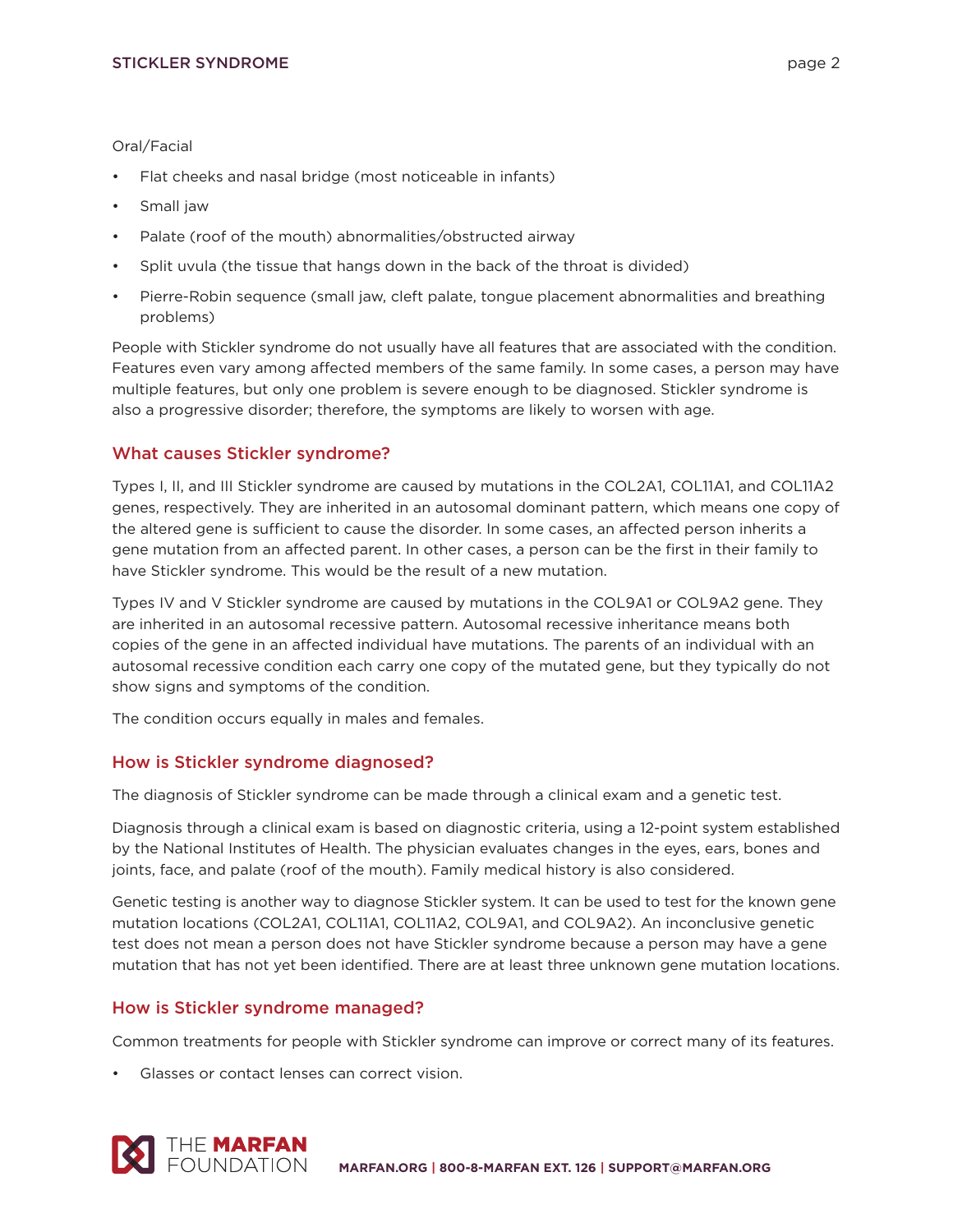Oral/Facial

- Flat cheeks and nasal bridge (most noticeable in infants)
- Small jaw
- Palate (roof of the mouth) abnormalities/obstructed airway
- Split uvula (the tissue that hangs down in the back of the throat is divided)
- Pierre-Robin sequence (small jaw, cleft palate, tongue placement abnormalities and breathing problems)

People with Stickler syndrome do not usually have all features that are associated with the condition. Features even vary among affected members of the same family. In some cases, a person may have multiple features, but only one problem is severe enough to be diagnosed. Stickler syndrome is also a progressive disorder; therefore, the symptoms are likely to worsen with age.

## What causes Stickler syndrome?

Types I, II, and III Stickler syndrome are caused by mutations in the COL2A1, COL11A1, and COL11A2 genes, respectively. They are inherited in an autosomal dominant pattern, which means one copy of the altered gene is sufficient to cause the disorder. In some cases, an affected person inherits a gene mutation from an affected parent. In other cases, a person can be the first in their family to have Stickler syndrome. This would be the result of a new mutation.

Types IV and V Stickler syndrome are caused by mutations in the COL9A1 or COL9A2 gene. They are inherited in an autosomal recessive pattern. Autosomal recessive inheritance means both copies of the gene in an affected individual have mutations. The parents of an individual with an autosomal recessive condition each carry one copy of the mutated gene, but they typically do not show signs and symptoms of the condition.

The condition occurs equally in males and females.

## How is Stickler syndrome diagnosed?

The diagnosis of Stickler syndrome can be made through a clinical exam and a genetic test.

Diagnosis through a clinical exam is based on diagnostic criteria, using a 12-point system established by the National Institutes of Health. The physician evaluates changes in the eyes, ears, bones and joints, face, and palate (roof of the mouth). Family medical history is also considered.

Genetic testing is another way to diagnose Stickler system. It can be used to test for the known gene mutation locations (COL2A1, COL11A1, COL11A2, COL9A1, and COL9A2). An inconclusive genetic test does not mean a person does not have Stickler syndrome because a person may have a gene mutation that has not yet been identified. There are at least three unknown gene mutation locations.

## How is Stickler syndrome managed?

Common treatments for people with Stickler syndrome can improve or correct many of its features.

- Glasses or contact lenses can correct vision.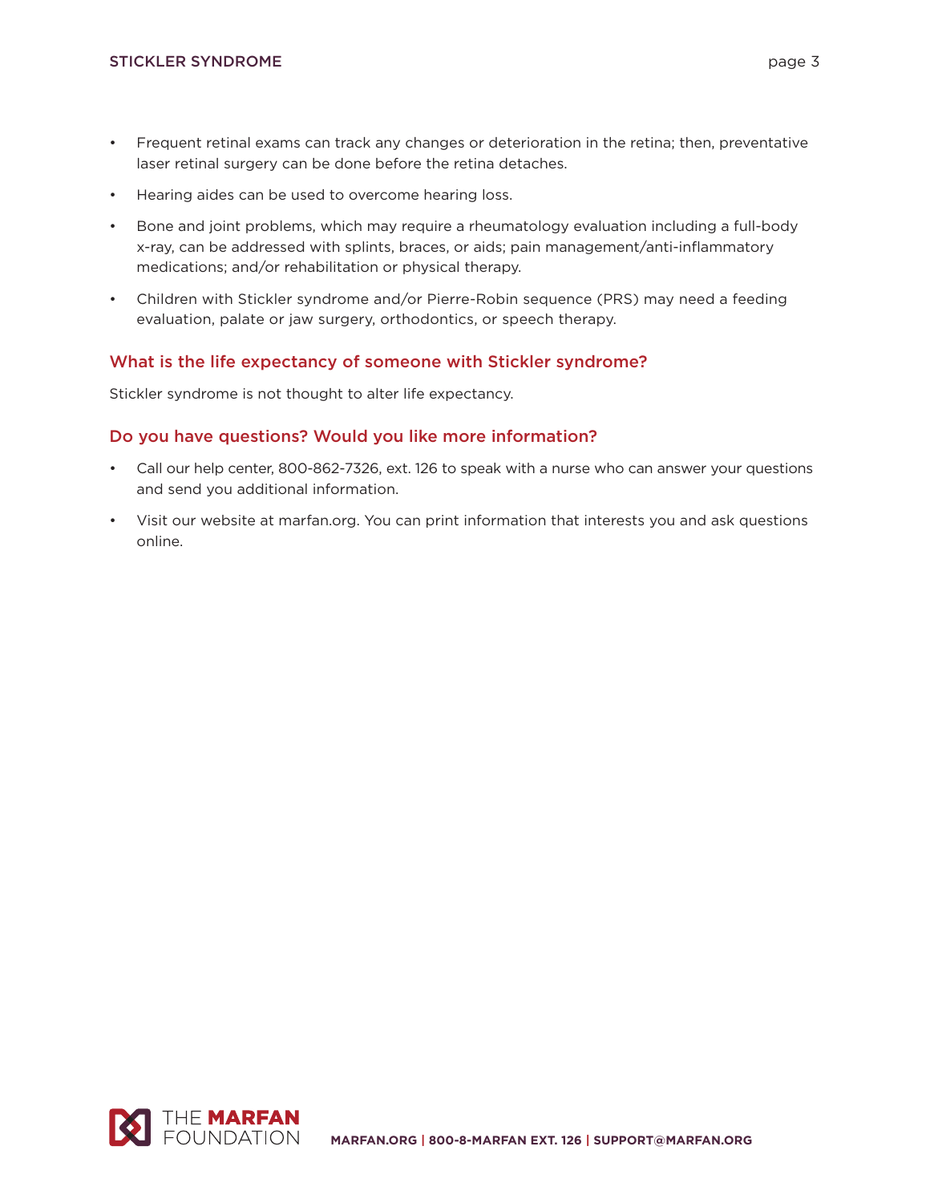- Frequent retinal exams can track any changes or deterioration in the retina; then, preventative laser retinal surgery can be done before the retina detaches.
- Hearing aides can be used to overcome hearing loss.
- Bone and joint problems, which may require a rheumatology evaluation including a full-body x-ray, can be addressed with splints, braces, or aids; pain management/anti-inflammatory medications; and/or rehabilitation or physical therapy.
- Children with Stickler syndrome and/or Pierre-Robin sequence (PRS) may need a feeding evaluation, palate or jaw surgery, orthodontics, or speech therapy.

## What is the life expectancy of someone with Stickler syndrome?

Stickler syndrome is not thought to alter life expectancy.

## Do you have questions? Would you like more information?

- Call our help center, 800-862-7326, ext. 126 to speak with a nurse who can answer your questions and send you additional information.
- Visit our website at marfan.org. You can print information that interests you and ask questions online.